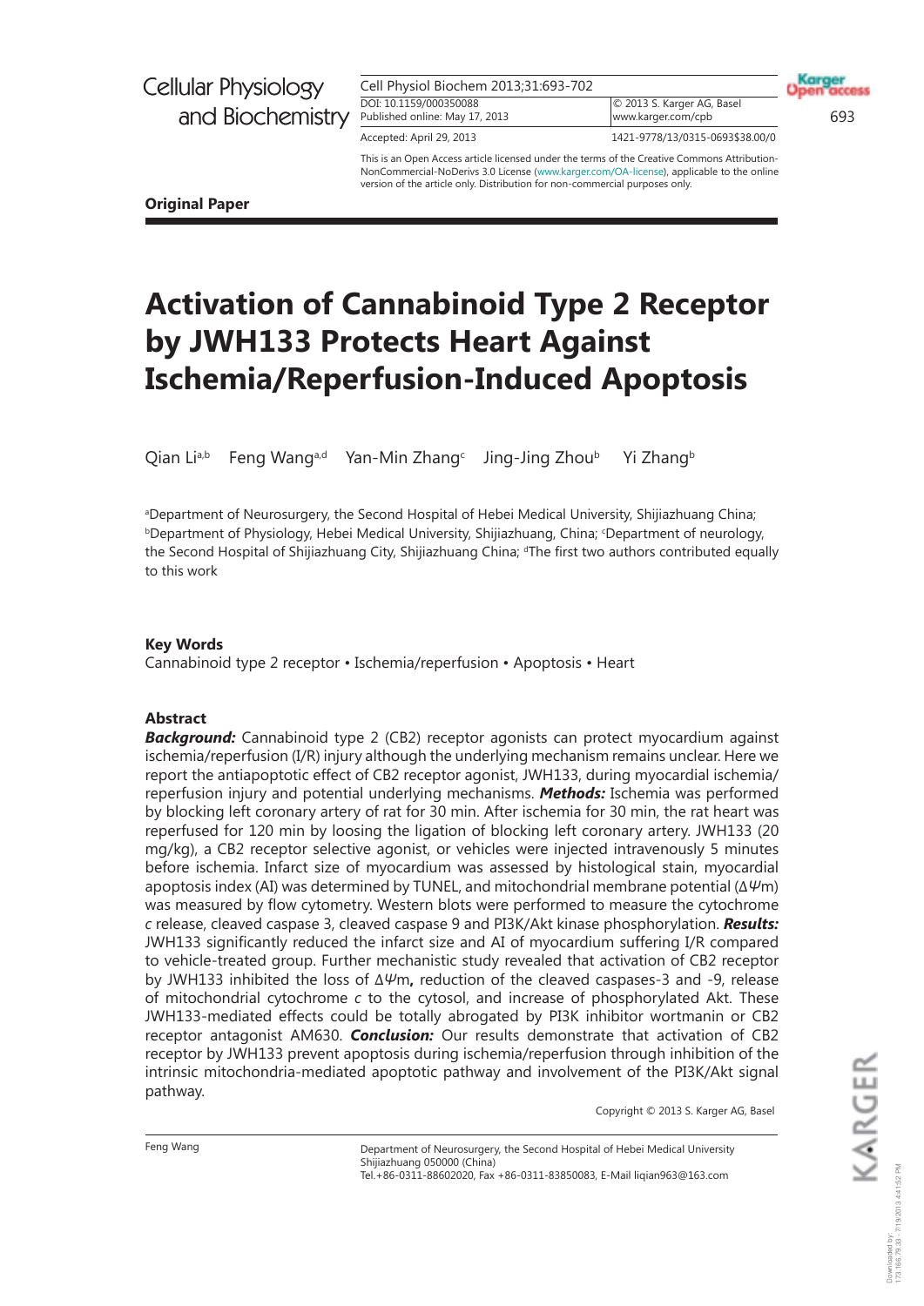Original Paper

# Activation of Cannabinoid Type 2 Receptor by JWH133 Protects Heart Against Ischemia/Reperfusion-Induced Apoptosis

Qian Li[a,b] Feng Wang[a,d] Yan-Min Zhang[c] Jing-Jing Zhou[b] Yi Zhang[b]

[a]Department of Neurosurgery, the Second Hospital of Hebei Medical University, Shijiazhuang China; [b]Department of Physiology, Hebei Medical University, Shijiazhuang, China; [c]Department of neurology, the Second Hospital of Shijiazhuang City, Shijiazhuang China; [d]The first two authors contributed equally to this work

## Key Words

Cannabinoid type 2 receptor • Ischemia/reperfusion • Apoptosis • Heart

## Abstract

***Background:*** Cannabinoid type 2 (CB2) receptor agonists can protect myocardium against ischemia/reperfusion (I/R) injury although the underlying mechanism remains unclear. Here we report the antiapoptotic effect of CB2 receptor agonist, JWH133, during myocardial ischemia/reperfusion injury and potential underlying mechanisms. ***Methods:*** Ischemia was performed by blocking left coronary artery of rat for 30 min. After ischemia for 30 min, the rat heart was reperfused for 120 min by loosing the ligation of blocking left coronary artery. JWH133 (20 mg/kg), a CB2 receptor selective agonist, or vehicles were injected intravenously 5 minutes before ischemia. Infarct size of myocardium was assessed by histological stain, myocardial apoptosis index (AI) was determined by TUNEL, and mitochondrial membrane potential ($\Delta\Psi m$) was measured by flow cytometry. Western blots were performed to measure the cytochrome *c* release, cleaved caspase 3, cleaved caspase 9 and PI3K/Akt kinase phosphorylation. ***Results:*** JWH133 significantly reduced the infarct size and AI of myocardium suffering I/R compared to vehicle-treated group. Further mechanistic study revealed that activation of CB2 receptor by JWH133 inhibited the loss of $\Delta\Psi m$**,** reduction of the cleaved caspases-3 and -9, release of mitochondrial cytochrome *c* to the cytosol, and increase of phosphorylated Akt. These JWH133-mediated effects could be totally abrogated by PI3K inhibitor wortmanin or CB2 receptor antagonist AM630. ***Conclusion:*** Our results demonstrate that activation of CB2 receptor by JWH133 prevent apoptosis during ischemia/reperfusion through inhibition of the intrinsic mitochondria-mediated apoptotic pathway and involvement of the PI3K/Akt signal pathway.

Copyright © 2013 S. Karger AG, Basel

Feng Wang

Department of Neurosurgery, the Second Hospital of Hebei Medical University
Shijiazhuang 050000 (China)
Tel.+86-0311-88602020, Fax +86-0311-83850083, E-Mail liqian963@163.com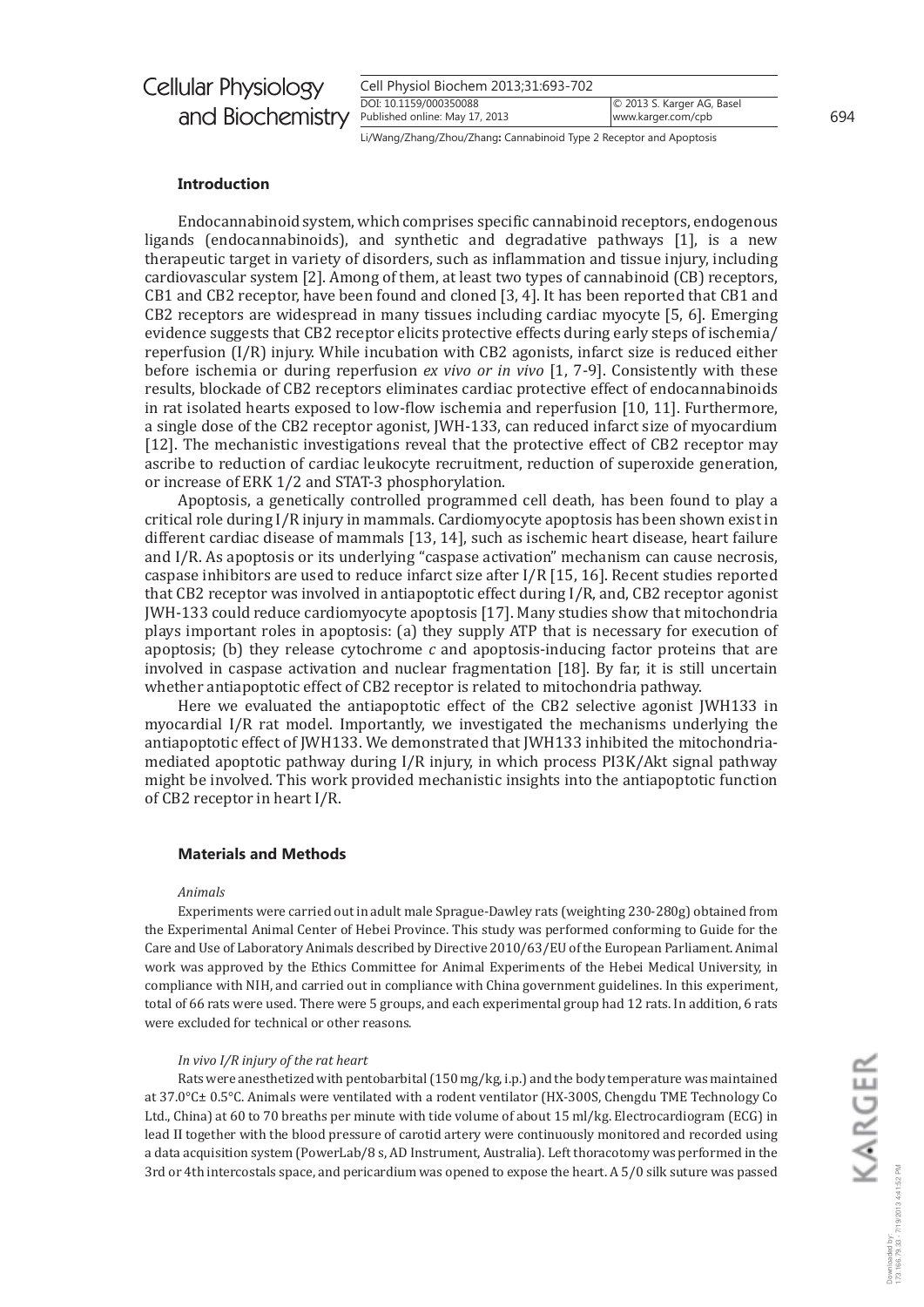## Introduction

Endocannabinoid system, which comprises specific cannabinoid receptors, endogenous ligands (endocannabinoids), and synthetic and degradative pathways [1], is a new therapeutic target in variety of disorders, such as inflammation and tissue injury, including cardiovascular system [2]. Among of them, at least two types of cannabinoid (CB) receptors, CB1 and CB2 receptor, have been found and cloned [3, 4]. It has been reported that CB1 and CB2 receptors are widespread in many tissues including cardiac myocyte [5, 6]. Emerging evidence suggests that CB2 receptor elicits protective effects during early steps of ischemia/reperfusion (I/R) injury. While incubation with CB2 agonists, infarct size is reduced either before ischemia or during reperfusion *ex vivo or in vivo* [1, 7-9]. Consistently with these results, blockade of CB2 receptors eliminates cardiac protective effect of endocannabinoids in rat isolated hearts exposed to low-flow ischemia and reperfusion [10, 11]. Furthermore, a single dose of the CB2 receptor agonist, JWH-133, can reduced infarct size of myocardium [12]. The mechanistic investigations reveal that the protective effect of CB2 receptor may ascribe to reduction of cardiac leukocyte recruitment, reduction of superoxide generation, or increase of ERK 1/2 and STAT-3 phosphorylation.

Apoptosis, a genetically controlled programmed cell death, has been found to play a critical role during I/R injury in mammals. Cardiomyocyte apoptosis has been shown exist in different cardiac disease of mammals [13, 14], such as ischemic heart disease, heart failure and I/R. As apoptosis or its underlying "caspase activation" mechanism can cause necrosis, caspase inhibitors are used to reduce infarct size after I/R [15, 16]. Recent studies reported that CB2 receptor was involved in antiapoptotic effect during I/R, and, CB2 receptor agonist JWH-133 could reduce cardiomyocyte apoptosis [17]. Many studies show that mitochondria plays important roles in apoptosis: (a) they supply ATP that is necessary for execution of apoptosis; (b) they release cytochrome *c* and apoptosis-inducing factor proteins that are involved in caspase activation and nuclear fragmentation [18]. By far, it is still uncertain whether antiapoptotic effect of CB2 receptor is related to mitochondria pathway.

Here we evaluated the antiapoptotic effect of the CB2 selective agonist JWH133 in myocardial I/R rat model. Importantly, we investigated the mechanisms underlying the antiapoptotic effect of JWH133. We demonstrated that JWH133 inhibited the mitochondria-mediated apoptotic pathway during I/R injury, in which process PI3K/Akt signal pathway might be involved. This work provided mechanistic insights into the antiapoptotic function of CB2 receptor in heart I/R.

## Materials and Methods

### *Animals*

Experiments were carried out in adult male Sprague-Dawley rats (weighting 230-280g) obtained from the Experimental Animal Center of Hebei Province. This study was performed conforming to Guide for the Care and Use of Laboratory Animals described by Directive 2010/63/EU of the European Parliament. Animal work was approved by the Ethics Committee for Animal Experiments of the Hebei Medical University, in compliance with NIH, and carried out in compliance with China government guidelines. In this experiment, total of 66 rats were used. There were 5 groups, and each experimental group had 12 rats. In addition, 6 rats were excluded for technical or other reasons.

### *In vivo I/R injury of the rat heart*

Rats were anesthetized with pentobarbital (150 mg/kg, i.p.) and the body temperature was maintained at 37.0°C± 0.5°C. Animals were ventilated with a rodent ventilator (HX-300S, Chengdu TME Technology Co Ltd., China) at 60 to 70 breaths per minute with tide volume of about 15 ml/kg. Electrocardiogram (ECG) in lead II together with the blood pressure of carotid artery were continuously monitored and recorded using a data acquisition system (PowerLab/8 s, AD Instrument, Australia). Left thoracotomy was performed in the 3rd or 4th intercostals space, and pericardium was opened to expose the heart. A 5/0 silk suture was passed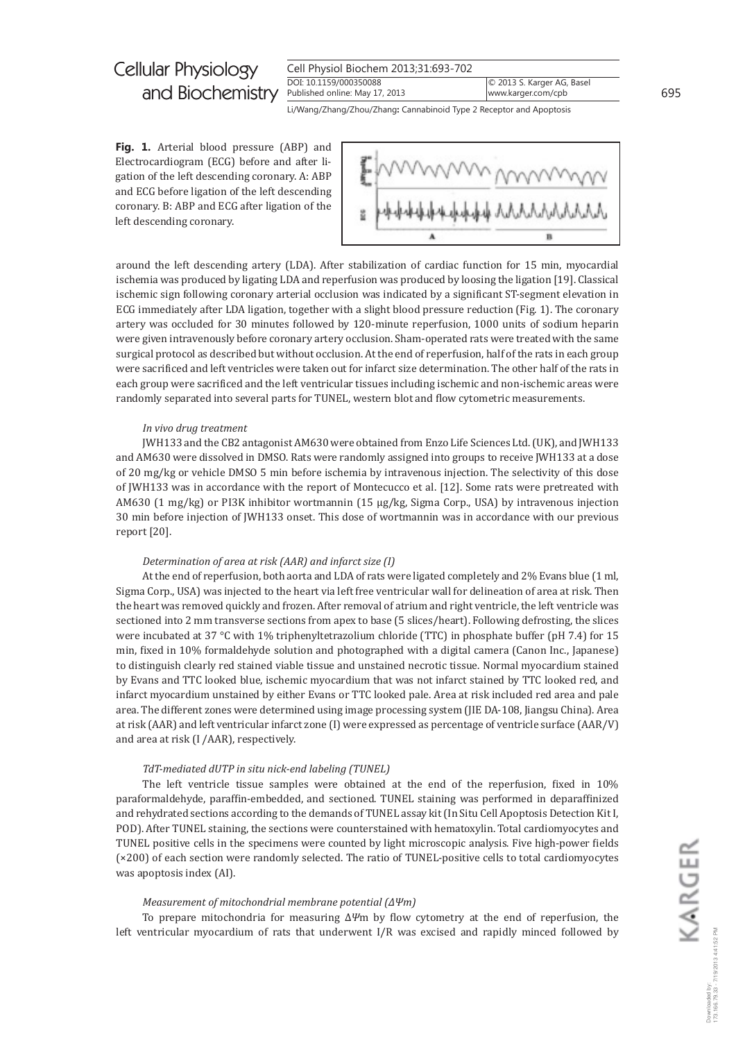**Fig. 1.** Arterial blood pressure (ABP) and Electrocardiogram (ECG) before and after ligation of the left descending coronary. A: ABP and ECG before ligation of the left descending coronary. B: ABP and ECG after ligation of the left descending coronary.

around the left descending artery (LDA). After stabilization of cardiac function for 15 min, myocardial ischemia was produced by ligating LDA and reperfusion was produced by loosing the ligation [19]. Classical ischemic sign following coronary arterial occlusion was indicated by a significant ST-segment elevation in ECG immediately after LDA ligation, together with a slight blood pressure reduction (Fig. 1). The coronary artery was occluded for 30 minutes followed by 120-minute reperfusion, 1000 units of sodium heparin were given intravenously before coronary artery occlusion. Sham-operated rats were treated with the same surgical protocol as described but without occlusion. At the end of reperfusion, half of the rats in each group were sacrificed and left ventricles were taken out for infarct size determination. The other half of the rats in each group were sacrificed and the left ventricular tissues including ischemic and non-ischemic areas were randomly separated into several parts for TUNEL, western blot and flow cytometric measurements.

*In vivo drug treatment*

JWH133 and the CB2 antagonist AM630 were obtained from Enzo Life Sciences Ltd. (UK), and JWH133 and AM630 were dissolved in DMSO. Rats were randomly assigned into groups to receive JWH133 at a dose of 20 mg/kg or vehicle DMSO 5 min before ischemia by intravenous injection. The selectivity of this dose of JWH133 was in accordance with the report of Montecucco et al. [12]. Some rats were pretreated with AM630 (1 mg/kg) or PI3K inhibitor wortmannin (15 μg/kg, Sigma Corp., USA) by intravenous injection 30 min before injection of JWH133 onset. This dose of wortmannin was in accordance with our previous report [20].

*Determination of area at risk (AAR) and infarct size (I)*

At the end of reperfusion, both aorta and LDA of rats were ligated completely and 2% Evans blue (1 ml, Sigma Corp., USA) was injected to the heart via left free ventricular wall for delineation of area at risk. Then the heart was removed quickly and frozen. After removal of atrium and right ventricle, the left ventricle was sectioned into 2 mm transverse sections from apex to base (5 slices/heart). Following defrosting, the slices were incubated at 37 °C with 1% triphenyltetrazolium chloride (TTC) in phosphate buffer (pH 7.4) for 15 min, fixed in 10% formaldehyde solution and photographed with a digital camera (Canon Inc., Japanese) to distinguish clearly red stained viable tissue and unstained necrotic tissue. Normal myocardium stained by Evans and TTC looked blue, ischemic myocardium that was not infarct stained by TTC looked red, and infarct myocardium unstained by either Evans or TTC looked pale. Area at risk included red area and pale area. The different zones were determined using image processing system (JIE DA-108, Jiangsu China). Area at risk (AAR) and left ventricular infarct zone (I) were expressed as percentage of ventricle surface (AAR/V) and area at risk (I /AAR), respectively.

*TdT-mediated dUTP in situ nick-end labeling (TUNEL)*

The left ventricle tissue samples were obtained at the end of the reperfusion, fixed in 10% paraformaldehyde, paraffin-embedded, and sectioned. TUNEL staining was performed in deparaffinized and rehydrated sections according to the demands of TUNEL assay kit (In Situ Cell Apoptosis Detection Kit I, POD). After TUNEL staining, the sections were counterstained with hematoxylin. Total cardiomyocytes and TUNEL positive cells in the specimens were counted by light microscopic analysis. Five high-power fields (×200) of each section were randomly selected. The ratio of TUNEL-positive cells to total cardiomyocytes was apoptosis index (AI).

*Measurement of mitochondrial membrane potential ($\Delta\Psi m$)*

To prepare mitochondria for measuring $\Delta\Psi m$ by flow cytometry at the end of reperfusion, the left ventricular myocardium of rats that underwent I/R was excised and rapidly minced followed by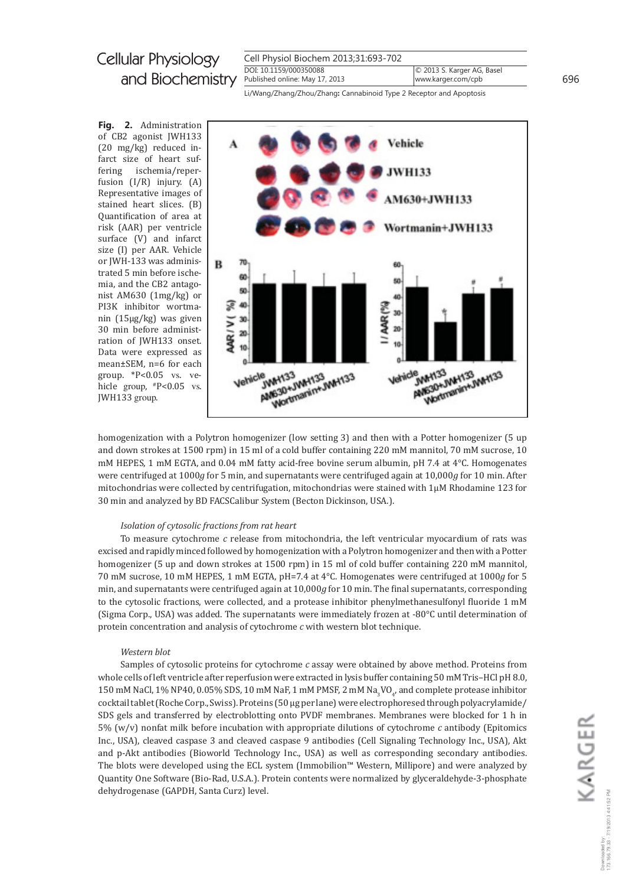**Fig. 2.** Administration of CB2 agonist JWH133 (20 mg/kg) reduced infarct size of heart suffering ischemia/reperfusion (I/R) injury. (A) Representative images of stained heart slices. (B) Quantification of area at risk (AAR) per ventricle surface (V) and infarct size (I) per AAR. Vehicle or JWH-133 was administrated 5 min before ischemia, and the CB2 antagonist AM630 (1mg/kg) or PI3K inhibitor wortmanin (15μg/kg) was given 30 min before administration of JWH133 onset. Data were expressed as mean±SEM, n=6 for each group. *P<0.05 vs. vehicle group, #P<0.05 vs. JWH133 group.

homogenization with a Polytron homogenizer (low setting 3) and then with a Potter homogenizer (5 up and down strokes at 1500 rpm) in 15 ml of a cold buffer containing 220 mM mannitol, 70 mM sucrose, 10 mM HEPES, 1 mM EGTA, and 0.04 mM fatty acid-free bovine serum albumin, pH 7.4 at 4°C. Homogenates were centrifuged at 1000*g* for 5 min, and supernatants were centrifuged again at 10,000*g* for 10 min. After mitochondrias were collected by centrifugation, mitochondrias were stained with 1μM Rhodamine 123 for 30 min and analyzed by BD FACSCalibur System (Becton Dickinson, USA.).

*Isolation of cytosolic fractions from rat heart*

To measure cytochrome *c* release from mitochondria, the left ventricular myocardium of rats was excised and rapidly minced followed by homogenization with a Polytron homogenizer and then with a Potter homogenizer (5 up and down strokes at 1500 rpm) in 15 ml of cold buffer containing 220 mM mannitol, 70 mM sucrose, 10 mM HEPES, 1 mM EGTA, pH=7.4 at 4°C. Homogenates were centrifuged at 1000*g* for 5 min, and supernatants were centrifuged again at 10,000*g* for 10 min. The final supernatants, corresponding to the cytosolic fractions, were collected, and a protease inhibitor phenylmethanesulfonyl fluoride 1 mM (Sigma Corp., USA) was added. The supernatants were immediately frozen at -80°C until determination of protein concentration and analysis of cytochrome *c* with western blot technique.

*Western blot*

Samples of cytosolic proteins for cytochrome *c* assay were obtained by above method. Proteins from whole cells of left ventricle after reperfusion were extracted in lysis buffer containing 50 mM Tris–HCl pH 8.0, 150 mM NaCl, 1% NP40, 0.05% SDS, 10 mM NaF, 1 mM PMSF, 2 mM $Na_3VO_4$, and complete protease inhibitor cocktail tablet (Roche Corp., Swiss). Proteins (50 μg per lane) were electrophoresed through polyacrylamide/SDS gels and transferred by electroblotting onto PVDF membranes. Membranes were blocked for 1 h in 5% (w/v) nonfat milk before incubation with appropriate dilutions of cytochrome *c* antibody (Epitomics Inc., USA), cleaved caspase 3 and cleaved caspase 9 antibodies (Cell Signaling Technology Inc., USA), Akt and p-Akt antibodies (Bioworld Technology Inc., USA) as well as corresponding secondary antibodies. The blots were developed using the ECL system (Immobilion™ Western, Millipore) and were analyzed by Quantity One Software (Bio-Rad, U.S.A.). Protein contents were normalized by glyceraldehyde-3-phosphate dehydrogenase (GAPDH, Santa Curz) level.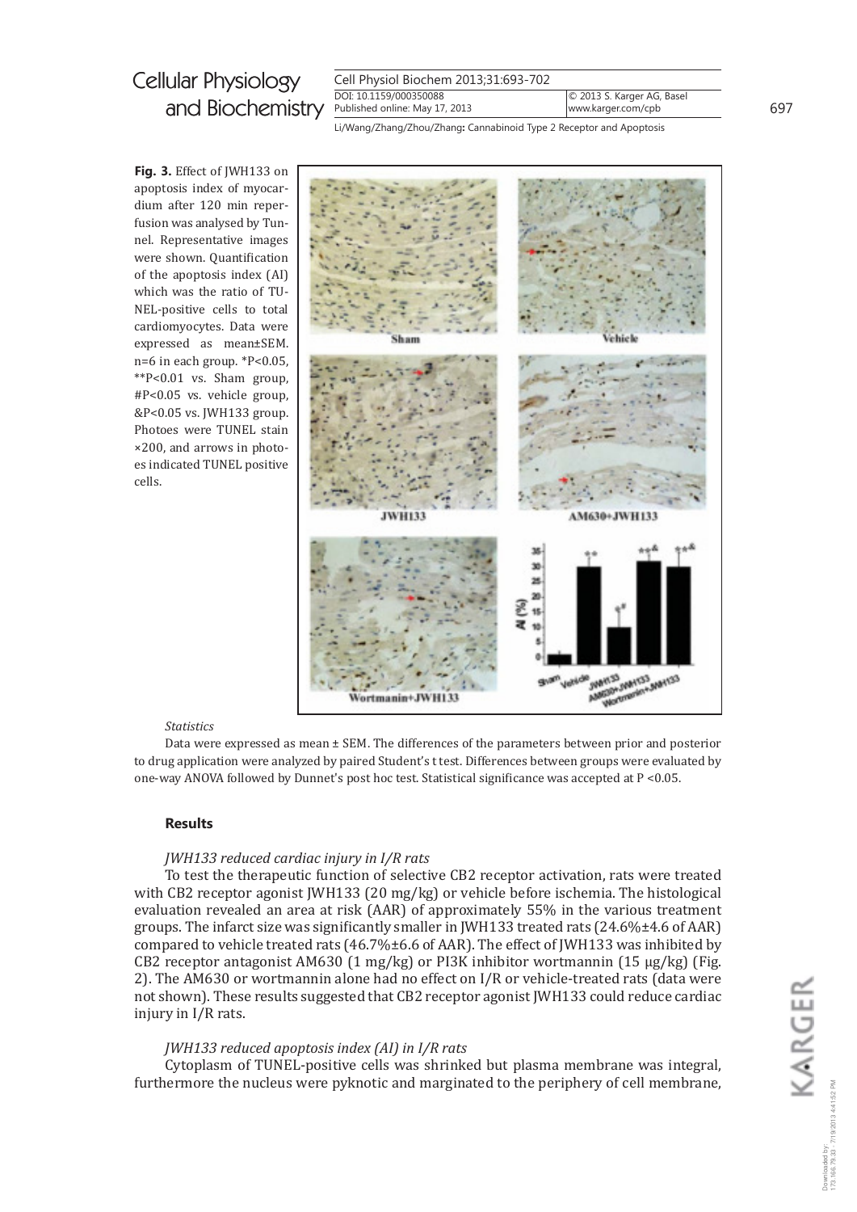**Fig. 3.** Effect of JWH133 on apoptosis index of myocardium after 120 min reperfusion was analysed by Tunnel. Representative images were shown. Quantification of the apoptosis index (AI) which was the ratio of TUNEL-positive cells to total cardiomyocytes. Data were expressed as mean±SEM. n=6 in each group. *P<0.05, **P<0.01 vs. Sham group, #P<0.05 vs. vehicle group, &P<0.05 vs. JWH133 group. Photoes were TUNEL stain ×200, and arrows in photoes indicated TUNEL positive cells.

*Statistics*

Data were expressed as mean ± SEM. The differences of the parameters between prior and posterior to drug application were analyzed by paired Student's t test. Differences between groups were evaluated by one-way ANOVA followed by Dunnet's post hoc test. Statistical significance was accepted at P <0.05.

## Results

*JWH133 reduced cardiac injury in I/R rats*

To test the therapeutic function of selective CB2 receptor activation, rats were treated with CB2 receptor agonist JWH133 (20 mg/kg) or vehicle before ischemia. The histological evaluation revealed an area at risk (AAR) of approximately 55% in the various treatment groups. The infarct size was significantly smaller in JWH133 treated rats (24.6%±4.6 of AAR) compared to vehicle treated rats (46.7%±6.6 of AAR). The effect of JWH133 was inhibited by CB2 receptor antagonist AM630 (1 mg/kg) or PI3K inhibitor wortmannin (15 μg/kg) (Fig. 2). The AM630 or wortmannin alone had no effect on I/R or vehicle-treated rats (data were not shown). These results suggested that CB2 receptor agonist JWH133 could reduce cardiac injury in I/R rats.

*JWH133 reduced apoptosis index (AI) in I/R rats*

Cytoplasm of TUNEL-positive cells was shrinked but plasma membrane was integral, furthermore the nucleus were pyknotic and marginated to the periphery of cell membrane,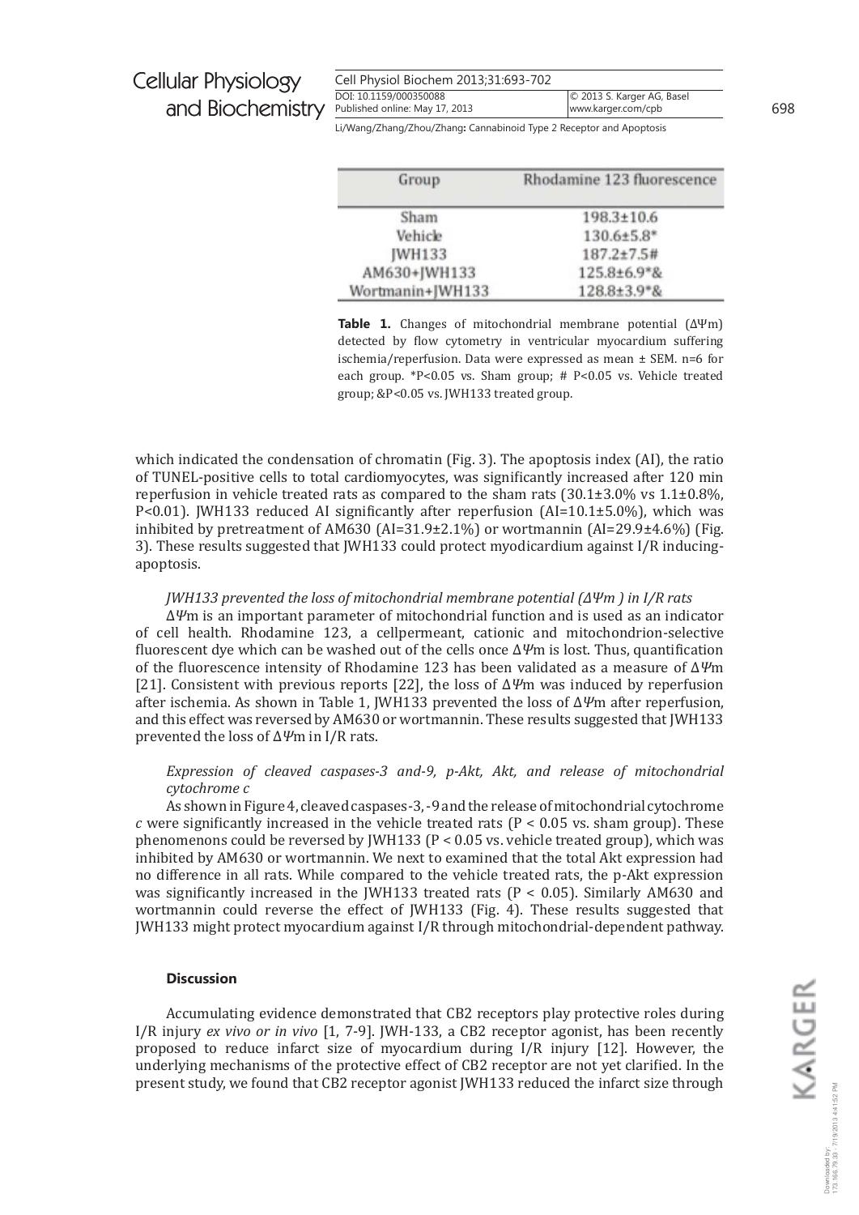| Group | Rhodamine 123 fluorescence |
|---|---|
| Sham | 198.3±10.6 |
| Vehicle | 130.6±5.8* |
| JWH133 | 187.2±7.5# |
| AM630+JWH133 | 125.8±6.9*& |
| Wortmanin+JWH133 | 128.8±3.9*& |

**Table 1.** Changes of mitochondrial membrane potential (ΔΨm) detected by flow cytometry in ventricular myocardium suffering ischemia/reperfusion. Data were expressed as mean ± SEM. n=6 for each group. *P<0.05 vs. Sham group; # P<0.05 vs. Vehicle treated group; &P<0.05 vs. JWH133 treated group.

which indicated the condensation of chromatin (Fig. 3). The apoptosis index (AI), the ratio of TUNEL-positive cells to total cardiomyocytes, was significantly increased after 120 min reperfusion in vehicle treated rats as compared to the sham rats (30.1±3.0% vs 1.1±0.8%, P<0.01). JWH133 reduced AI significantly after reperfusion (AI=10.1±5.0%), which was inhibited by pretreatment of AM630 (AI=31.9±2.1%) or wortmannin (AI=29.9±4.6%) (Fig. 3). These results suggested that JWH133 could protect myodicardium against I/R inducing-apoptosis.

*JWH133 prevented the loss of mitochondrial membrane potential (ΔΨm ) in I/R rats*

ΔΨm is an important parameter of mitochondrial function and is used as an indicator of cell health. Rhodamine 123, a cellpermeant, cationic and mitochondrion-selective fluorescent dye which can be washed out of the cells once ΔΨm is lost. Thus, quantification of the fluorescence intensity of Rhodamine 123 has been validated as a measure of ΔΨm [21]. Consistent with previous reports [22], the loss of ΔΨm was induced by reperfusion after ischemia. As shown in Table 1, JWH133 prevented the loss of ΔΨm after reperfusion, and this effect was reversed by AM630 or wortmannin. These results suggested that JWH133 prevented the loss of ΔΨm in I/R rats.

*Expression of cleaved caspases-3 and-9, p-Akt, Akt, and release of mitochondrial cytochrome c*

As shown in Figure 4, cleaved caspases-3, -9 and the release of mitochondrial cytochrome *c* were significantly increased in the vehicle treated rats (P < 0.05 vs. sham group). These phenomenons could be reversed by JWH133 (P < 0.05 vs. vehicle treated group), which was inhibited by AM630 or wortmannin. We next to examined that the total Akt expression had no difference in all rats. While compared to the vehicle treated rats, the p-Akt expression was significantly increased in the JWH133 treated rats (P < 0.05). Similarly AM630 and wortmannin could reverse the effect of JWH133 (Fig. 4). These results suggested that JWH133 might protect myocardium against I/R through mitochondrial-dependent pathway.

## Discussion

Accumulating evidence demonstrated that CB2 receptors play protective roles during I/R injury *ex vivo or in vivo* [1, 7-9]. JWH-133, a CB2 receptor agonist, has been recently proposed to reduce infarct size of myocardium during I/R injury [12]. However, the underlying mechanisms of the protective effect of CB2 receptor are not yet clarified. In the present study, we found that CB2 receptor agonist JWH133 reduced the infarct size through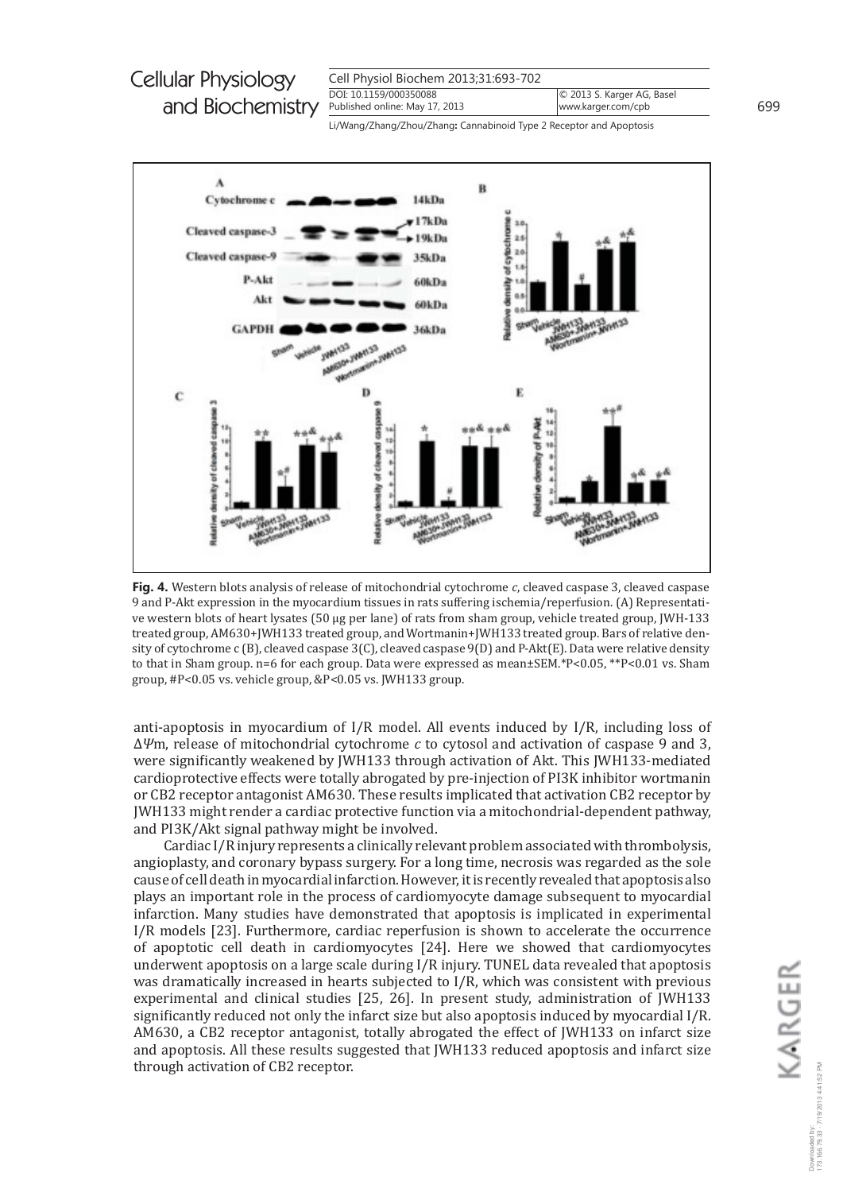**Fig. 4.** Western blots analysis of release of mitochondrial cytochrome *c*, cleaved caspase 3, cleaved caspase 9 and P-Akt expression in the myocardium tissues in rats suffering ischemia/reperfusion. (A) Representative western blots of heart lysates (50 μg per lane) of rats from sham group, vehicle treated group, JWH-133 treated group, AM630+JWH133 treated group, and Wortmanin+JWH133 treated group. Bars of relative density of cytochrome c (B), cleaved caspase 3(C), cleaved caspase 9(D) and P-Akt(E). Data were relative density to that in Sham group. n=6 for each group. Data were expressed as mean±SEM.*P<0.05, **P<0.01 vs. Sham group, #P<0.05 vs. vehicle group, &P<0.05 vs. JWH133 group.

anti-apoptosis in myocardium of I/R model. All events induced by I/R, including loss of ΔΨm, release of mitochondrial cytochrome *c* to cytosol and activation of caspase 9 and 3, were significantly weakened by JWH133 through activation of Akt. This JWH133-mediated cardioprotective effects were totally abrogated by pre-injection of PI3K inhibitor wortmanin or CB2 receptor antagonist AM630. These results implicated that activation CB2 receptor by JWH133 might render a cardiac protective function via a mitochondrial-dependent pathway, and PI3K/Akt signal pathway might be involved.

Cardiac I/R injury represents a clinically relevant problem associated with thrombolysis, angioplasty, and coronary bypass surgery. For a long time, necrosis was regarded as the sole cause of cell death in myocardial infarction. However, it is recently revealed that apoptosis also plays an important role in the process of cardiomyocyte damage subsequent to myocardial infarction. Many studies have demonstrated that apoptosis is implicated in experimental I/R models [23]. Furthermore, cardiac reperfusion is shown to accelerate the occurrence of apoptotic cell death in cardiomyocytes [24]. Here we showed that cardiomyocytes underwent apoptosis on a large scale during I/R injury. TUNEL data revealed that apoptosis was dramatically increased in hearts subjected to I/R, which was consistent with previous experimental and clinical studies [25, 26]. In present study, administration of JWH133 significantly reduced not only the infarct size but also apoptosis induced by myocardial I/R. AM630, a CB2 receptor antagonist, totally abrogated the effect of JWH133 on infarct size and apoptosis. All these results suggested that JWH133 reduced apoptosis and infarct size through activation of CB2 receptor.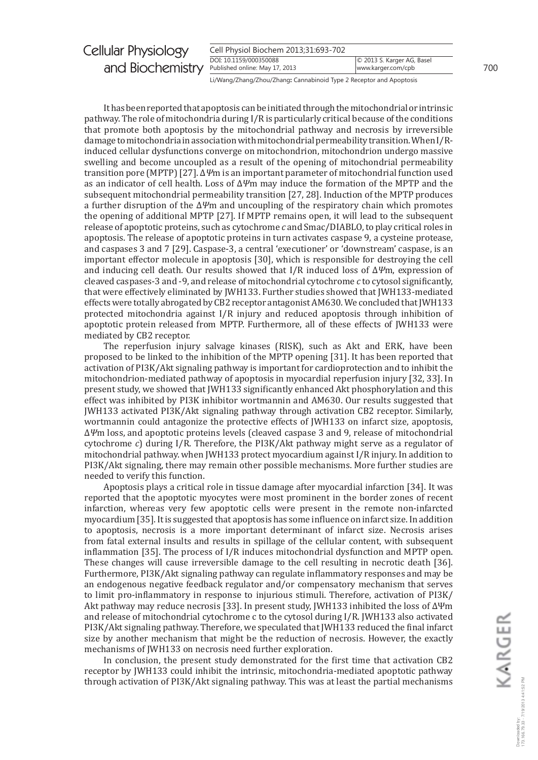It has been reported that apoptosis can be initiated through the mitochondrial or intrinsic pathway. The role of mitochondria during I/R is particularly critical because of the conditions that promote both apoptosis by the mitochondrial pathway and necrosis by irreversible damage to mitochondria in association with mitochondrial permeability transition. When I/R-induced cellular dysfunctions converge on mitochondrion, mitochondrion undergo massive swelling and become uncoupled as a result of the opening of mitochondrial permeability transition pore (MPTP) [27]. $\Delta\Psi$m is an important parameter of mitochondrial function used as an indicator of cell health. Loss of $\Delta\Psi$m may induce the formation of the MPTP and the subsequent mitochondrial permeability transition [27, 28]. Induction of the MPTP produces a further disruption of the $\Delta\Psi$m and uncoupling of the respiratory chain which promotes the opening of additional MPTP [27]. If MPTP remains open, it will lead to the subsequent release of apoptotic proteins, such as cytochrome *c* and Smac/DIABLO, to play critical roles in apoptosis. The release of apoptotic proteins in turn activates caspase 9, a cysteine protease, and caspases 3 and 7 [29]. Caspase-3, a central 'executioner' or 'downstream' caspase, is an important effector molecule in apoptosis [30], which is responsible for destroying the cell and inducing cell death. Our results showed that I/R induced loss of $\Delta\Psi$m, expression of cleaved caspases-3 and -9, and release of mitochondrial cytochrome *c* to cytosol significantly, that were effectively eliminated by JWH133. Further studies showed that JWH133-mediated effects were totally abrogated by CB2 receptor antagonist AM630. We concluded that JWH133 protected mitochondria against I/R injury and reduced apoptosis through inhibition of apoptotic protein released from MPTP. Furthermore, all of these effects of JWH133 were mediated by CB2 receptor.

The reperfusion injury salvage kinases (RISK), such as Akt and ERK, have been proposed to be linked to the inhibition of the MPTP opening [31]. It has been reported that activation of PI3K/Akt signaling pathway is important for cardioprotection and to inhibit the mitochondrion-mediated pathway of apoptosis in myocardial reperfusion injury [32, 33]. In present study, we showed that JWH133 significantly enhanced Akt phosphorylation and this effect was inhibited by PI3K inhibitor wortmannin and AM630. Our results suggested that JWH133 activated PI3K/Akt signaling pathway through activation CB2 receptor. Similarly, wortmannin could antagonize the protective effects of JWH133 on infarct size, apoptosis, $\Delta\Psi$m loss, and apoptotic proteins levels (cleaved caspase 3 and 9, release of mitochondrial cytochrome *c*) during I/R. Therefore, the PI3K/Akt pathway might serve as a regulator of mitochondrial pathway. when JWH133 protect myocardium against I/R injury. In addition to PI3K/Akt signaling, there may remain other possible mechanisms. More further studies are needed to verify this function.

Apoptosis plays a critical role in tissue damage after myocardial infarction [34]. It was reported that the apoptotic myocytes were most prominent in the border zones of recent infarction, whereas very few apoptotic cells were present in the remote non-infarcted myocardium [35]. It is suggested that apoptosis has some influence on infarct size. In addition to apoptosis, necrosis is a more important determinant of infarct size. Necrosis arises from fatal external insults and results in spillage of the cellular content, with subsequent inflammation [35]. The process of I/R induces mitochondrial dysfunction and MPTP open. These changes will cause irreversible damage to the cell resulting in necrotic death [36]. Furthermore, PI3K/Akt signaling pathway can regulate inflammatory responses and may be an endogenous negative feedback regulator and/or compensatory mechanism that serves to limit pro-inflammatory in response to injurious stimuli. Therefore, activation of PI3K/Akt pathway may reduce necrosis [33]. In present study, JWH133 inhibited the loss of $\Delta\Psi$m and release of mitochondrial cytochrome c to the cytosol during I/R. JWH133 also activated PI3K/Akt signaling pathway. Therefore, we speculated that JWH133 reduced the final infarct size by another mechanism that might be the reduction of necrosis. However, the exactly mechanisms of JWH133 on necrosis need further exploration.

In conclusion, the present study demonstrated for the first time that activation CB2 receptor by JWH133 could inhibit the intrinsic, mitochondria-mediated apoptotic pathway through activation of PI3K/Akt signaling pathway. This was at least the partial mechanisms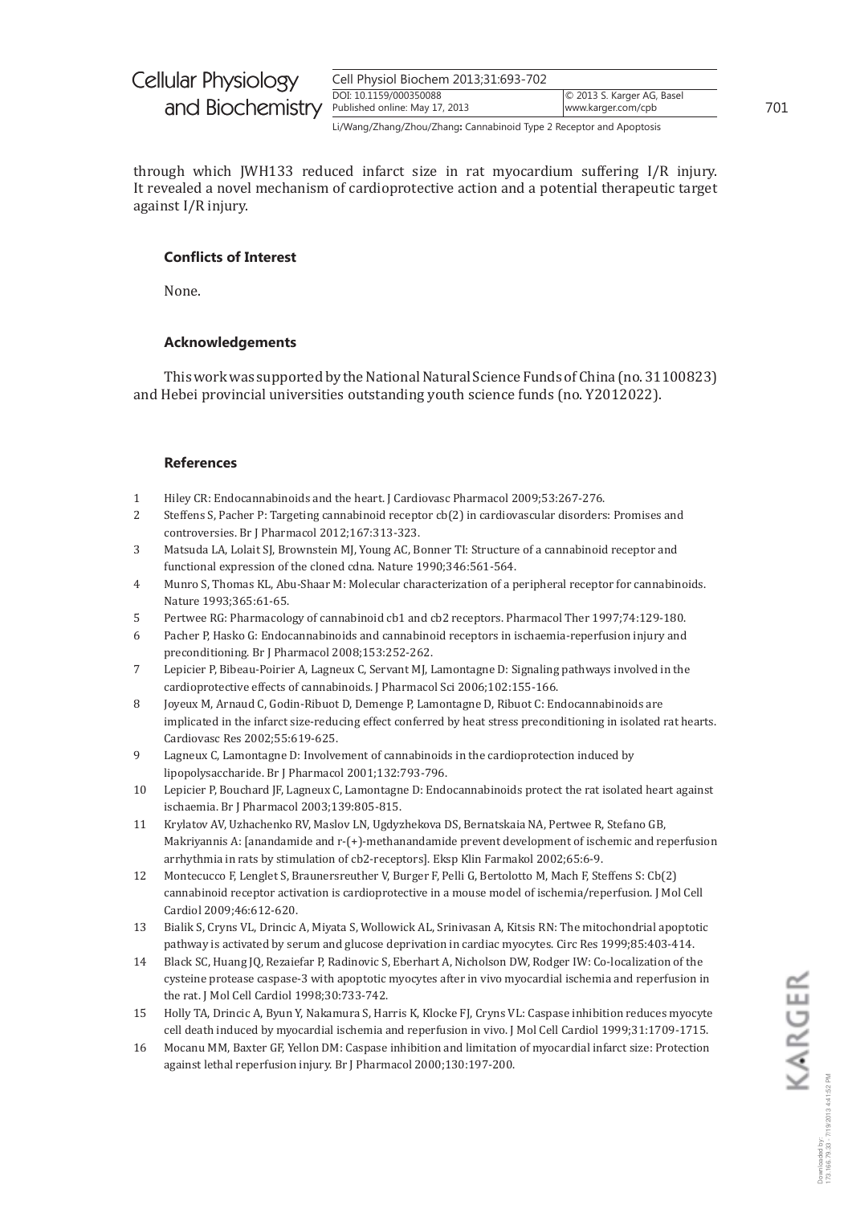through which JWH133 reduced infarct size in rat myocardium suffering I/R injury. It revealed a novel mechanism of cardioprotective action and a potential therapeutic target against I/R injury.

### Conflicts of Interest

None.

### Acknowledgements

This work was supported by the National Natural Science Funds of China (no. 31100823) and Hebei provincial universities outstanding youth science funds (no. Y2012022).

### References

1. Hiley CR: Endocannabinoids and the heart. J Cardiovasc Pharmacol 2009;53:267-276.
2. Steffens S, Pacher P: Targeting cannabinoid receptor cb(2) in cardiovascular disorders: Promises and controversies. Br J Pharmacol 2012;167:313-323.
3. Matsuda LA, Lolait SJ, Brownstein MJ, Young AC, Bonner TI: Structure of a cannabinoid receptor and functional expression of the cloned cdna. Nature 1990;346:561-564.
4. Munro S, Thomas KL, Abu-Shaar M: Molecular characterization of a peripheral receptor for cannabinoids. Nature 1993;365:61-65.
5. Pertwee RG: Pharmacology of cannabinoid cb1 and cb2 receptors. Pharmacol Ther 1997;74:129-180.
6. Pacher P, Hasko G: Endocannabinoids and cannabinoid receptors in ischaemia-reperfusion injury and preconditioning. Br J Pharmacol 2008;153:252-262.
7. Lepicier P, Bibeau-Poirier A, Lagneux C, Servant MJ, Lamontagne D: Signaling pathways involved in the cardioprotective effects of cannabinoids. J Pharmacol Sci 2006;102:155-166.
8. Joyeux M, Arnaud C, Godin-Ribuot D, Demenge P, Lamontagne D, Ribuot C: Endocannabinoids are implicated in the infarct size-reducing effect conferred by heat stress preconditioning in isolated rat hearts. Cardiovasc Res 2002;55:619-625.
9. Lagneux C, Lamontagne D: Involvement of cannabinoids in the cardioprotection induced by lipopolysaccharide. Br J Pharmacol 2001;132:793-796.
10. Lepicier P, Bouchard JF, Lagneux C, Lamontagne D: Endocannabinoids protect the rat isolated heart against ischaemia. Br J Pharmacol 2003;139:805-815.
11. Krylatov AV, Uzhachenko RV, Maslov LN, Ugdyzhekova DS, Bernatskaia NA, Pertwee R, Stefano GB, Makriyannis A: [anandamide and r-(+)-methanandamide prevent development of ischemic and reperfusion arrhythmia in rats by stimulation of cb2-receptors]. Eksp Klin Farmakol 2002;65:6-9.
12. Montecucco F, Lenglet S, Braunersreuther V, Burger F, Pelli G, Bertolotto M, Mach F, Steffens S: Cb(2) cannabinoid receptor activation is cardioprotective in a mouse model of ischemia/reperfusion. J Mol Cell Cardiol 2009;46:612-620.
13. Bialik S, Cryns VL, Drincic A, Miyata S, Wollowick AL, Srinivasan A, Kitsis RN: The mitochondrial apoptotic pathway is activated by serum and glucose deprivation in cardiac myocytes. Circ Res 1999;85:403-414.
14. Black SC, Huang JQ, Rezaiefar P, Radinovic S, Eberhart A, Nicholson DW, Rodger IW: Co-localization of the cysteine protease caspase-3 with apoptotic myocytes after in vivo myocardial ischemia and reperfusion in the rat. J Mol Cell Cardiol 1998;30:733-742.
15. Holly TA, Drincic A, Byun Y, Nakamura S, Harris K, Klocke FJ, Cryns VL: Caspase inhibition reduces myocyte cell death induced by myocardial ischemia and reperfusion in vivo. J Mol Cell Cardiol 1999;31:1709-1715.
16. Mocanu MM, Baxter GF, Yellon DM: Caspase inhibition and limitation of myocardial infarct size: Protection against lethal reperfusion injury. Br J Pharmacol 2000;130:197-200.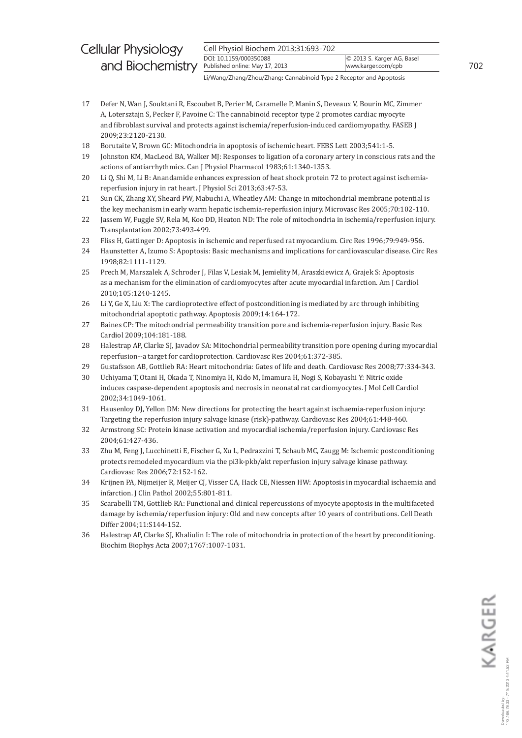17 Defer N, Wan J, Souktani R, Escoubet B, Perier M, Caramelle P, Manin S, Deveaux V, Bourin MC, Zimmer A, Lotersztajn S, Pecker F, Pavoine C: The cannabinoid receptor type 2 promotes cardiac myocyte and fibroblast survival and protects against ischemia/reperfusion-induced cardiomyopathy. FASEB J 2009;23:2120-2130.

18 Borutaite V, Brown GC: Mitochondria in apoptosis of ischemic heart. FEBS Lett 2003;541:1-5.

19 Johnston KM, MacLeod BA, Walker MJ: Responses to ligation of a coronary artery in conscious rats and the actions of antiarrhythmics. Can J Physiol Pharmacol 1983;61:1340-1353.

20 Li Q, Shi M, Li B: Anandamide enhances expression of heat shock protein 72 to protect against ischemia-reperfusion injury in rat heart. J Physiol Sci 2013;63:47-53.

21 Sun CK, Zhang XY, Sheard PW, Mabuchi A, Wheatley AM: Change in mitochondrial membrane potential is the key mechanism in early warm hepatic ischemia-reperfusion injury. Microvasc Res 2005;70:102-110.

22 Jassem W, Fuggle SV, Rela M, Koo DD, Heaton ND: The role of mitochondria in ischemia/reperfusion injury. Transplantation 2002;73:493-499.

23 Fliss H, Gattinger D: Apoptosis in ischemic and reperfused rat myocardium. Circ Res 1996;79:949-956.

24 Haunstetter A, Izumo S: Apoptosis: Basic mechanisms and implications for cardiovascular disease. Circ Res 1998;82:1111-1129.

25 Prech M, Marszalek A, Schroder J, Filas V, Lesiak M, Jemielity M, Araszkiewicz A, Grajek S: Apoptosis as a mechanism for the elimination of cardiomyocytes after acute myocardial infarction. Am J Cardiol 2010;105:1240-1245.

26 Li Y, Ge X, Liu X: The cardioprotective effect of postconditioning is mediated by arc through inhibiting mitochondrial apoptotic pathway. Apoptosis 2009;14:164-172.

27 Baines CP: The mitochondrial permeability transition pore and ischemia-reperfusion injury. Basic Res Cardiol 2009;104:181-188.

28 Halestrap AP, Clarke SJ, Javadov SA: Mitochondrial permeability transition pore opening during myocardial reperfusion--a target for cardioprotection. Cardiovasc Res 2004;61:372-385.

29 Gustafsson AB, Gottlieb RA: Heart mitochondria: Gates of life and death. Cardiovasc Res 2008;77:334-343.

30 Uchiyama T, Otani H, Okada T, Ninomiya H, Kido M, Imamura H, Nogi S, Kobayashi Y: Nitric oxide induces caspase-dependent apoptosis and necrosis in neonatal rat cardiomyocytes. J Mol Cell Cardiol 2002;34:1049-1061.

31 Hausenloy DJ, Yellon DM: New directions for protecting the heart against ischaemia-reperfusion injury: Targeting the reperfusion injury salvage kinase (risk)-pathway. Cardiovasc Res 2004;61:448-460.

32 Armstrong SC: Protein kinase activation and myocardial ischemia/reperfusion injury. Cardiovasc Res 2004;61:427-436.

33 Zhu M, Feng J, Lucchinetti E, Fischer G, Xu L, Pedrazzini T, Schaub MC, Zaugg M: Ischemic postconditioning protects remodeled myocardium via the pi3k-pkb/akt reperfusion injury salvage kinase pathway. Cardiovasc Res 2006;72:152-162.

34 Krijnen PA, Nijmeijer R, Meijer CJ, Visser CA, Hack CE, Niessen HW: Apoptosis in myocardial ischaemia and infarction. J Clin Pathol 2002;55:801-811.

35 Scarabelli TM, Gottlieb RA: Functional and clinical repercussions of myocyte apoptosis in the multifaceted damage by ischemia/reperfusion injury: Old and new concepts after 10 years of contributions. Cell Death Differ 2004;11:S144-152.

36 Halestrap AP, Clarke SJ, Khaliulin I: The role of mitochondria in protection of the heart by preconditioning. Biochim Biophys Acta 2007;1767:1007-1031.